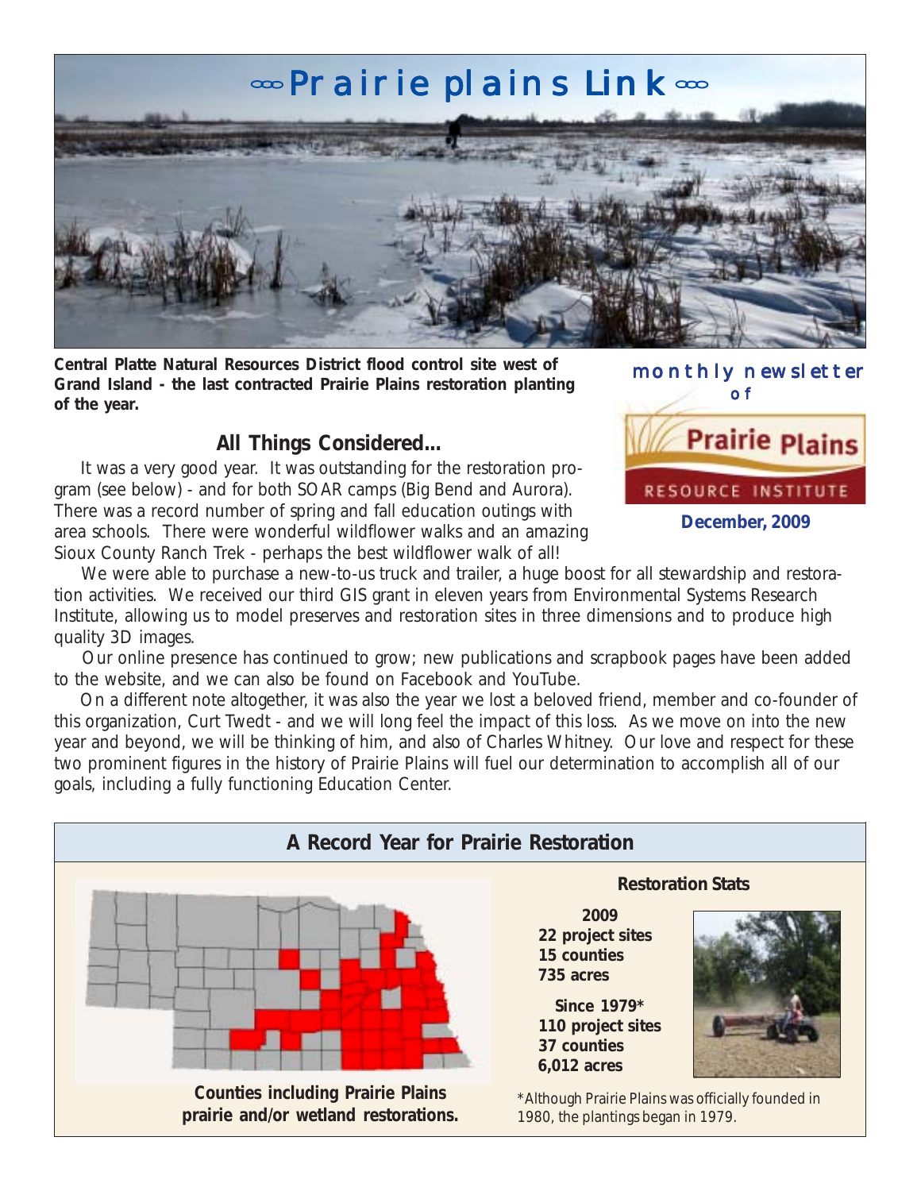# ∞ Prairie plains Link ∞

**Central Platte Natural Resources District flood control site west of Grand Island - the last contracted Prairie Plains restoration planting of the year.**

monthly newsletter of

Prairie Plains RESOURCE INSTITUTE

**December, 2009**

## All Things Considered...

It was a very good year. It was outstanding for the restoration program (see below) - and for both SOAR camps (Big Bend and Aurora). There was a record number of spring and fall education outings with area schools. There were wonderful wildflower walks and an amazing Sioux County Ranch Trek - perhaps the best wildflower walk of all!

We were able to purchase a new-to-us truck and trailer, a huge boost for all stewardship and restoration activities. We received our third GIS grant in eleven years from Environmental Systems Research Institute, allowing us to model preserves and restoration sites in three dimensions and to produce high quality 3D images.

Our online presence has continued to grow; new publications and scrapbook pages have been added to the website, and we can also be found on Facebook and YouTube.

On a different note altogether, it was also the year we lost a beloved friend, member and co-founder of this organization, Curt Twedt - and we will long feel the impact of this loss. As we move on into the new year and beyond, we will be thinking of him, and also of Charles Whitney. Our love and respect for these two prominent figures in the history of Prairie Plains will fuel our determination to accomplish all of our goals, including a fully functioning Education Center.

## A Record Year for Prairie Restoration

**Counties including Prairie Plains prairie and/or wetland restorations.**

**Restoration Stats**

**2009**
**22 project sites**
**15 counties**
**735 acres**

**Since 1979***
**110 project sites**
**37 counties**
**6,012 acres**

*Although Prairie Plains was officially founded in 1980, the plantings began in 1979.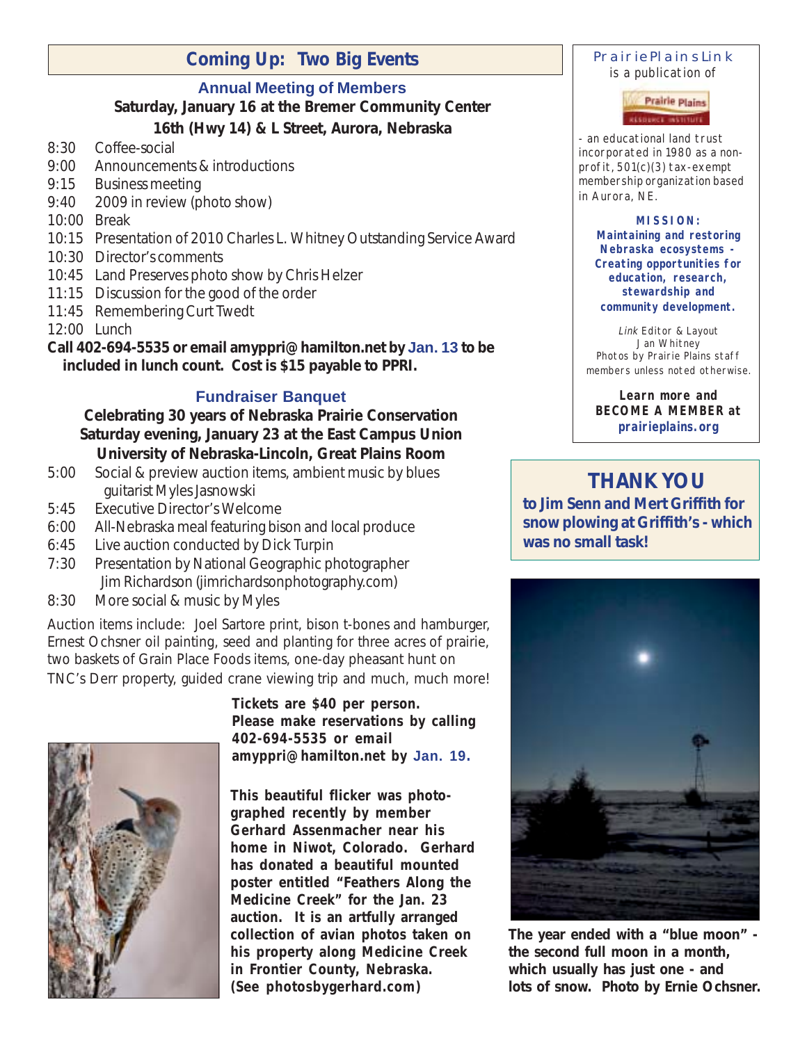## Coming Up: Two Big Events

### Annual Meeting of Members

**Saturday, January 16 at the Bremer Community Center**
**16th (Hwy 14) & L Street, Aurora, Nebraska**

- 8:30 Coffee-social
- 9:00 Announcements & introductions
- 9:15 Business meeting
- 9:40 2009 in review (photo show)
- 10:00 Break
- 10:15 Presentation of 2010 Charles L. Whitney Outstanding Service Award
- 10:30 Director's comments
- 10:45 Land Preserves photo show by Chris Helzer
- 11:15 Discussion for the good of the order
- 11:45 Remembering Curt Twedt
- 12:00 Lunch

**Call 402-694-5535 or email amyppri@hamilton.net by Jan. 13 to be included in lunch count. Cost is $15 payable to PPRI.**

### Fundraiser Banquet

**Celebrating 30 years of Nebraska Prairie Conservation**
**Saturday evening, January 23 at the East Campus Union**
**University of Nebraska-Lincoln, Great Plains Room**

- 5:00 Social & preview auction items, ambient music by blues guitarist Myles Jasnowski
- 5:45 Executive Director's Welcome
- 6:00 All-Nebraska meal featuring bison and local produce
- 6:45 Live auction conducted by Dick Turpin
- 7:30 Presentation by National Geographic photographer Jim Richardson (jimrichardsonphotography.com)
- 8:30 More social & music by Myles

Auction items include: Joel Sartore print, bison t-bones and hamburger, Ernest Ochsner oil painting, seed and planting for three acres of prairie, two baskets of Grain Place Foods items, one-day pheasant hunt on TNC's Derr property, guided crane viewing trip and much, much more!

**Tickets are $40 per person. Please make reservations by calling 402-694-5535 or email amyppri@hamilton.net by Jan. 19.**

**This beautiful flicker was photographed recently by member Gerhard Assenmacher near his home in Niwot, Colorado. Gerhard has donated a beautiful mounted poster entitled "Feathers Along the Medicine Creek" for the Jan. 23 auction. It is an artfully arranged collection of avian photos taken on his property along Medicine Creek in Frontier County, Nebraska. (See photosbygerhard.com)**

---

Prairie Plains Link is a publication of

- an educational land trust incorporated in 1980 as a non-profit, 501(c)(3) tax-exempt membership organization based in Aurora, NE.

**MISSION:**
**Maintaining and restoring Nebraska ecosystems - Creating opportunities for education, research, stewardship and community development.**

*Link* Editor & Layout
Jan Whitney
Photos by Prairie Plains staff members unless noted otherwise.

**Learn more and BECOME A MEMBER at prairieplains.org**

---

## THANK YOU

**to Jim Senn and Mert Griffith for snow plowing at Griffith's - which was no small task!**

**The year ended with a "blue moon" - the second full moon in a month, which usually has just one - and lots of snow. Photo by Ernie Ochsner.**